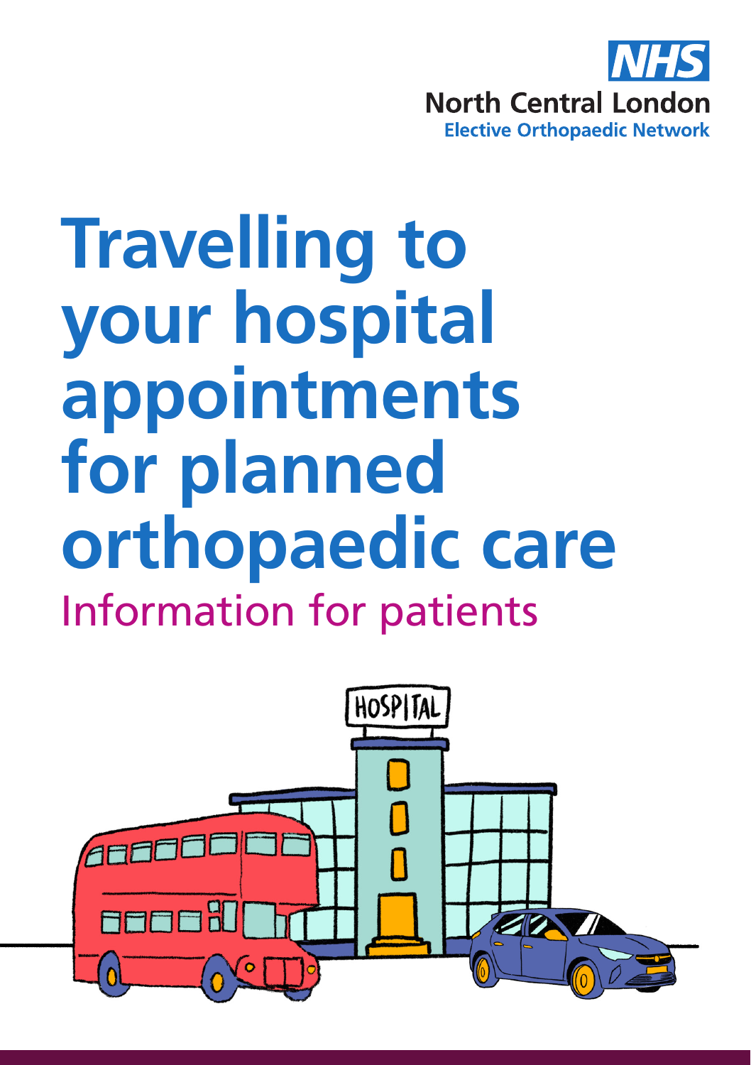NHS

North Central London

Elective Orthopaedic Network

# Travelling to your hospital appointments for planned orthopaedic care

## Information for patients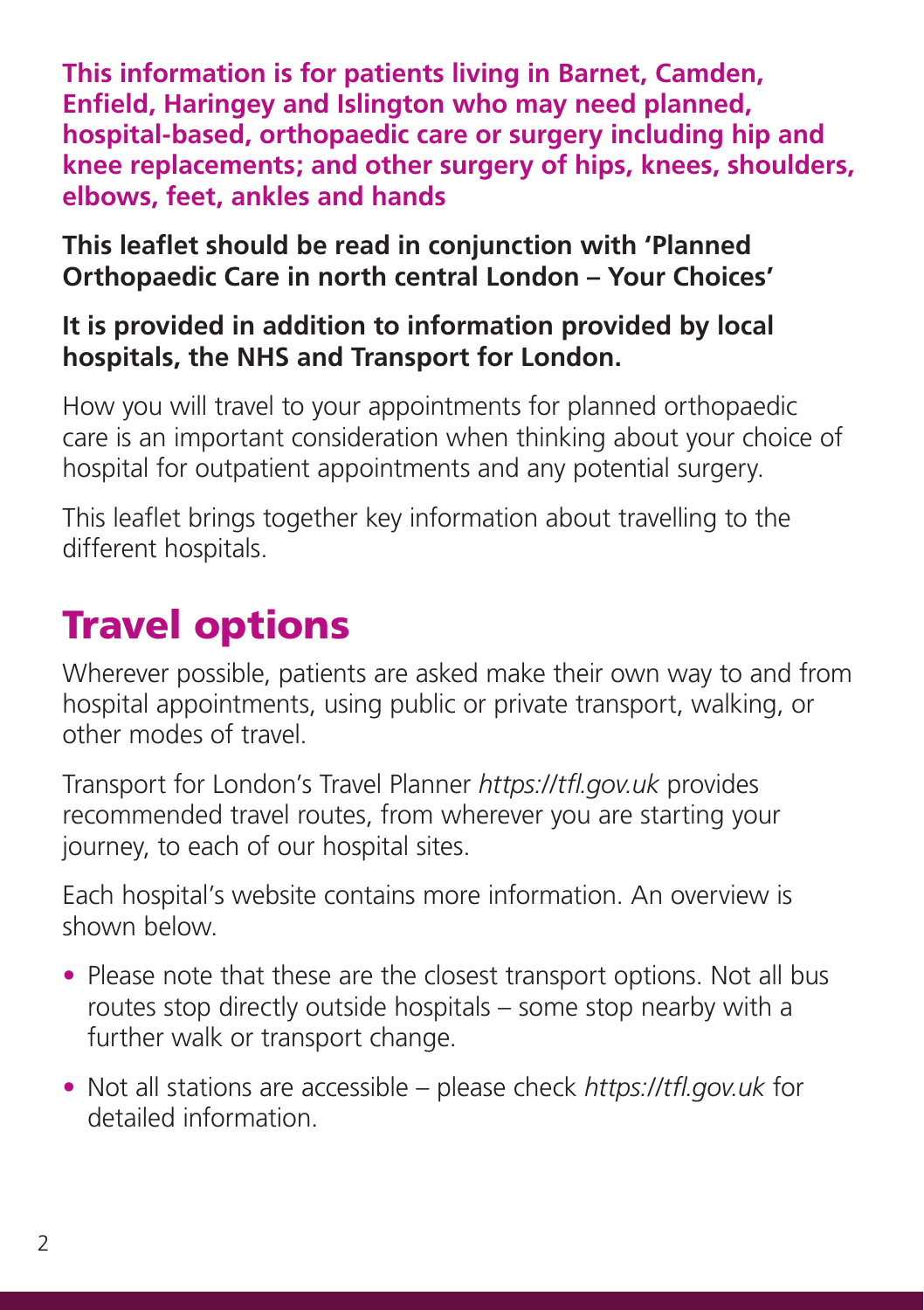**This information is for patients living in Barnet, Camden, Enfield, Haringey and Islington who may need planned, hospital-based, orthopaedic care or surgery including hip and knee replacements; and other surgery of hips, knees, shoulders, elbows, feet, ankles and hands**

**This leaflet should be read in conjunction with 'Planned Orthopaedic Care in north central London – Your Choices'**

**It is provided in addition to information provided by local hospitals, the NHS and Transport for London.**

How you will travel to your appointments for planned orthopaedic care is an important consideration when thinking about your choice of hospital for outpatient appointments and any potential surgery.

This leaflet brings together key information about travelling to the different hospitals.

# Travel options

Wherever possible, patients are asked make their own way to and from hospital appointments, using public or private transport, walking, or other modes of travel.

Transport for London's Travel Planner *https://tfl.gov.uk* provides recommended travel routes, from wherever you are starting your journey, to each of our hospital sites.

Each hospital's website contains more information. An overview is shown below.

- Please note that these are the closest transport options. Not all bus routes stop directly outside hospitals – some stop nearby with a further walk or transport change.
- Not all stations are accessible – please check *https://tfl.gov.uk* for detailed information.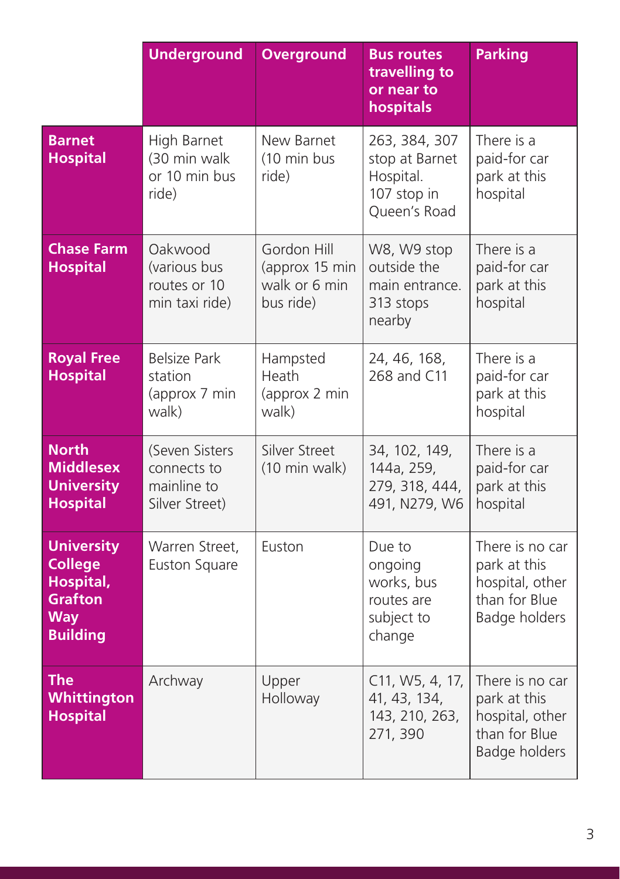| | Underground | Overground | Bus routes travelling to or near to hospitals | Parking |
|---|---|---|---|---|
| **Barnet Hospital** | High Barnet (30 min walk or 10 min bus ride) | New Barnet (10 min bus ride) | 263, 384, 307 stop at Barnet Hospital. 107 stop in Queen's Road | There is a paid-for car park at this hospital |
| **Chase Farm Hospital** | Oakwood (various bus routes or 10 min taxi ride) | Gordon Hill (approx 15 min walk or 6 min bus ride) | W8, W9 stop outside the main entrance. 313 stops nearby | There is a paid-for car park at this hospital |
| **Royal Free Hospital** | Belsize Park station (approx 7 min walk) | Hampsted Heath (approx 2 min walk) | 24, 46, 168, 268 and C11 | There is a paid-for car park at this hospital |
| **North Middlesex University Hospital** | (Seven Sisters connects to mainline to Silver Street) | Silver Street (10 min walk) | 34, 102, 149, 144a, 259, 279, 318, 444, 491, N279, W6 | There is a paid-for car park at this hospital |
| **University College Hospital, Grafton Way Building** | Warren Street, Euston Square | Euston | Due to ongoing works, bus routes are subject to change | There is no car park at this hospital, other than for Blue Badge holders |
| **The Whittington Hospital** | Archway | Upper Holloway | C11, W5, 4, 17, 41, 43, 134, 143, 210, 263, 271, 390 | There is no car park at this hospital, other than for Blue Badge holders |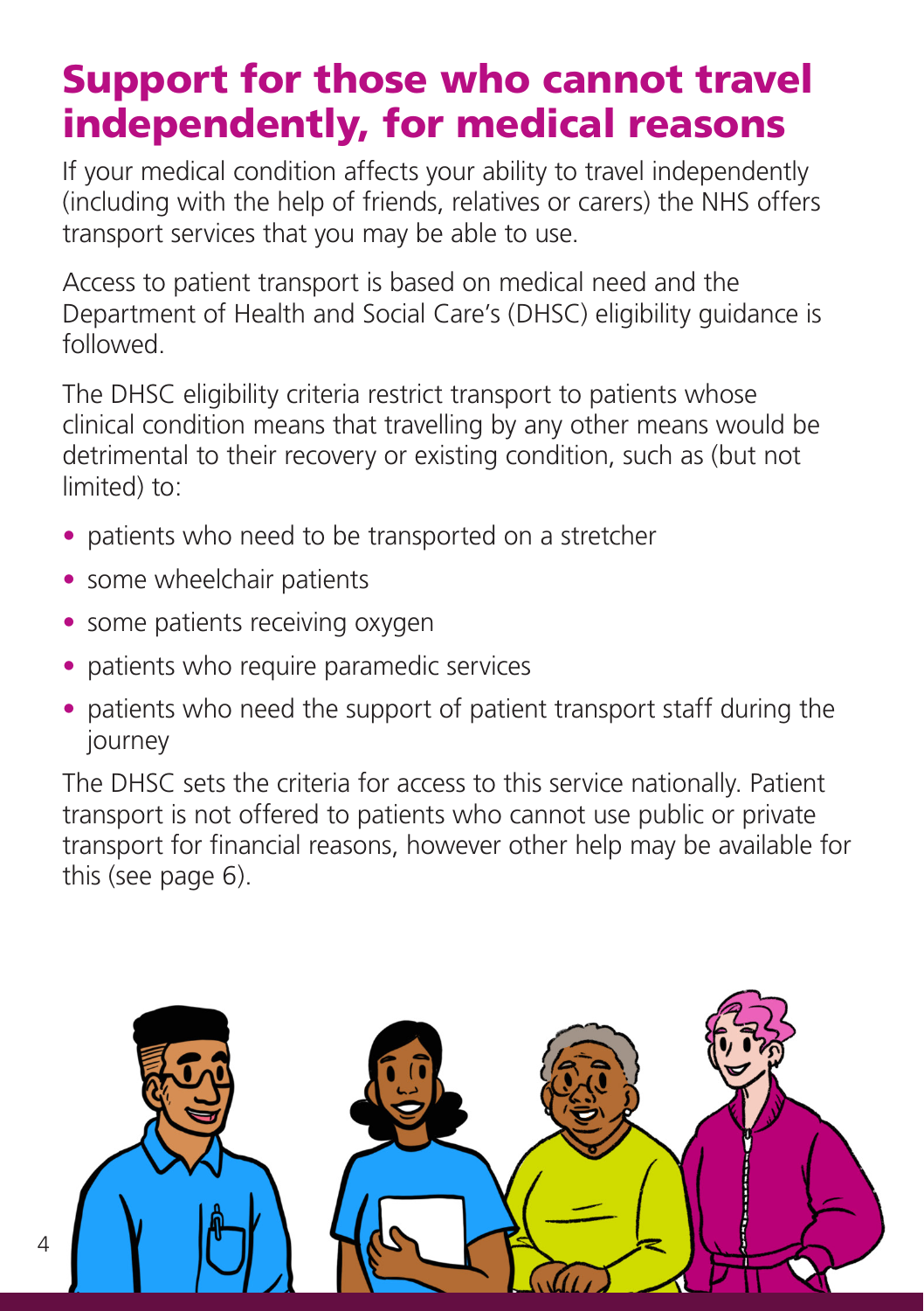# Support for those who cannot travel independently, for medical reasons

If your medical condition affects your ability to travel independently (including with the help of friends, relatives or carers) the NHS offers transport services that you may be able to use.

Access to patient transport is based on medical need and the Department of Health and Social Care's (DHSC) eligibility guidance is followed.

The DHSC eligibility criteria restrict transport to patients whose clinical condition means that travelling by any other means would be detrimental to their recovery or existing condition, such as (but not limited) to:

- patients who need to be transported on a stretcher
- some wheelchair patients
- some patients receiving oxygen
- patients who require paramedic services
- patients who need the support of patient transport staff during the journey

The DHSC sets the criteria for access to this service nationally. Patient transport is not offered to patients who cannot use public or private transport for financial reasons, however other help may be available for this (see page 6).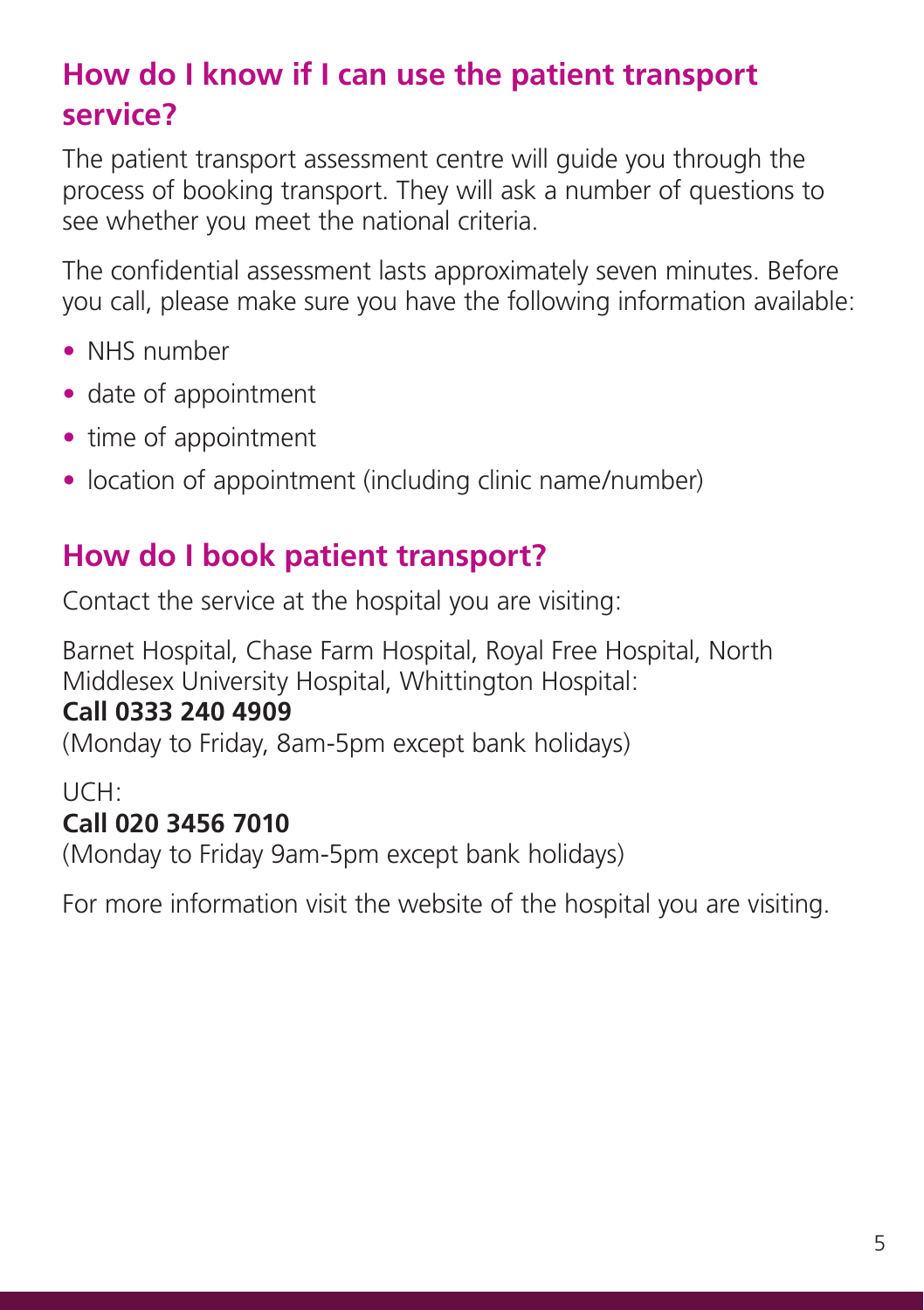## How do I know if I can use the patient transport service?

The patient transport assessment centre will guide you through the process of booking transport. They will ask a number of questions to see whether you meet the national criteria.

The confidential assessment lasts approximately seven minutes. Before you call, please make sure you have the following information available:

- NHS number
- date of appointment
- time of appointment
- location of appointment (including clinic name/number)

## How do I book patient transport?

Contact the service at the hospital you are visiting:

Barnet Hospital, Chase Farm Hospital, Royal Free Hospital, North Middlesex University Hospital, Whittington Hospital:
**Call 0333 240 4909**
(Monday to Friday, 8am-5pm except bank holidays)

UCH:
**Call 020 3456 7010**
(Monday to Friday 9am-5pm except bank holidays)

For more information visit the website of the hospital you are visiting.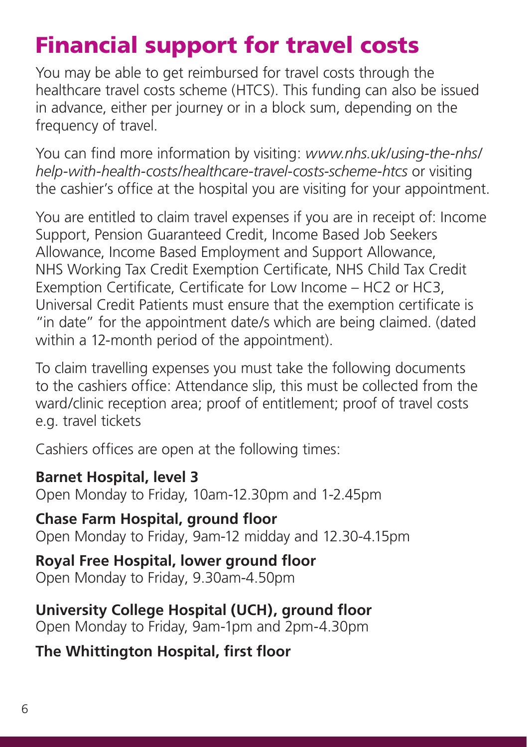# Financial support for travel costs

You may be able to get reimbursed for travel costs through the healthcare travel costs scheme (HTCS). This funding can also be issued in advance, either per journey or in a block sum, depending on the frequency of travel.

You can find more information by visiting: *www.nhs.uk/using-the-nhs/help-with-health-costs/healthcare-travel-costs-scheme-htcs* or visiting the cashier's office at the hospital you are visiting for your appointment.

You are entitled to claim travel expenses if you are in receipt of: Income Support, Pension Guaranteed Credit, Income Based Job Seekers Allowance, Income Based Employment and Support Allowance, NHS Working Tax Credit Exemption Certificate, NHS Child Tax Credit Exemption Certificate, Certificate for Low Income – HC2 or HC3, Universal Credit Patients must ensure that the exemption certificate is "in date" for the appointment date/s which are being claimed. (dated within a 12-month period of the appointment).

To claim travelling expenses you must take the following documents to the cashiers office: Attendance slip, this must be collected from the ward/clinic reception area; proof of entitlement; proof of travel costs e.g. travel tickets

Cashiers offices are open at the following times:

**Barnet Hospital, level 3**
Open Monday to Friday, 10am-12.30pm and 1-2.45pm

**Chase Farm Hospital, ground floor**
Open Monday to Friday, 9am-12 midday and 12.30-4.15pm

**Royal Free Hospital, lower ground floor**
Open Monday to Friday, 9.30am-4.50pm

**University College Hospital (UCH), ground floor**
Open Monday to Friday, 9am-1pm and 2pm-4.30pm

**The Whittington Hospital, first floor**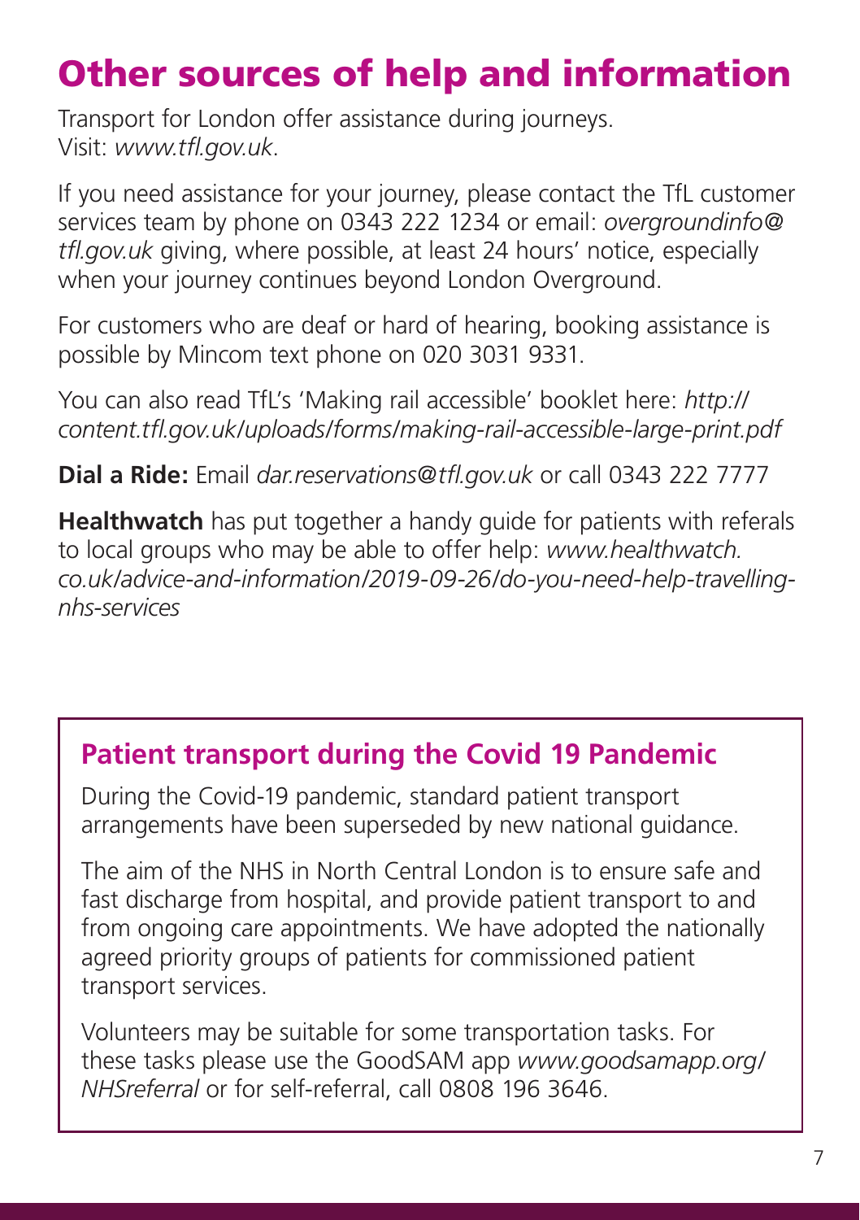# Other sources of help and information

Transport for London offer assistance during journeys.
Visit: *www.tfl.gov.uk*.

If you need assistance for your journey, please contact the TfL customer services team by phone on 0343 222 1234 or email: *overgroundinfo@tfl.gov.uk* giving, where possible, at least 24 hours' notice, especially when your journey continues beyond London Overground.

For customers who are deaf or hard of hearing, booking assistance is possible by Mincom text phone on 020 3031 9331.

You can also read TfL's 'Making rail accessible' booklet here: *http://content.tfl.gov.uk/uploads/forms/making-rail-accessible-large-print.pdf*

**Dial a Ride:** Email *dar.reservations@tfl.gov.uk* or call 0343 222 7777

**Healthwatch** has put together a handy guide for patients with referals to local groups who may be able to offer help: *www.healthwatch.co.uk/advice-and-information/2019-09-26/do-you-need-help-travelling-nhs-services*

## Patient transport during the Covid 19 Pandemic

During the Covid-19 pandemic, standard patient transport arrangements have been superseded by new national guidance.

The aim of the NHS in North Central London is to ensure safe and fast discharge from hospital, and provide patient transport to and from ongoing care appointments. We have adopted the nationally agreed priority groups of patients for commissioned patient transport services.

Volunteers may be suitable for some transportation tasks. For these tasks please use the GoodSAM app *www.goodsamapp.org/NHSreferral* or for self-referral, call 0808 196 3646.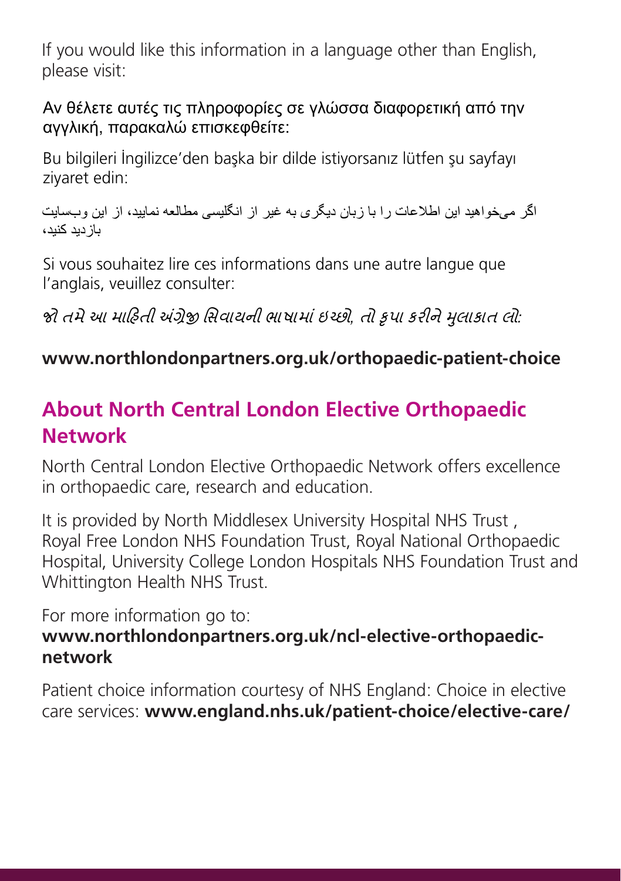If you would like this information in a language other than English, please visit:

Αν θέλετε αυτές τις πληροφορίες σε γλώσσα διαφορετική από την αγγλική, παρακαλώ επισκεφθείτε:

Bu bilgileri İngilizce'den başka bir dilde istiyorsanız lütfen şu sayfayı ziyaret edin:

اگر می‌خواهید این اطلاعات را با زبان دیگری به غیر از انگلیسی مطالعه نمایید، از این وب‌سایت بازدید کنید،

Si vous souhaitez lire ces informations dans une autre langue que l'anglais, veuillez consulter:

*જો તમે આ માહિતી અંગ્રેજી સિવાયની ભાષામાં ઇચ્છો, તો કૃપા કરીને મુલાકાત લો:*

**www.northlondonpartners.org.uk/orthopaedic-patient-choice**

## About North Central London Elective Orthopaedic Network

North Central London Elective Orthopaedic Network offers excellence in orthopaedic care, research and education.

It is provided by North Middlesex University Hospital NHS Trust , Royal Free London NHS Foundation Trust, Royal National Orthopaedic Hospital, University College London Hospitals NHS Foundation Trust and Whittington Health NHS Trust.

For more information go to:
**www.northlondonpartners.org.uk/ncl-elective-orthopaedic-network**

Patient choice information courtesy of NHS England: Choice in elective care services: **www.england.nhs.uk/patient-choice/elective-care/**